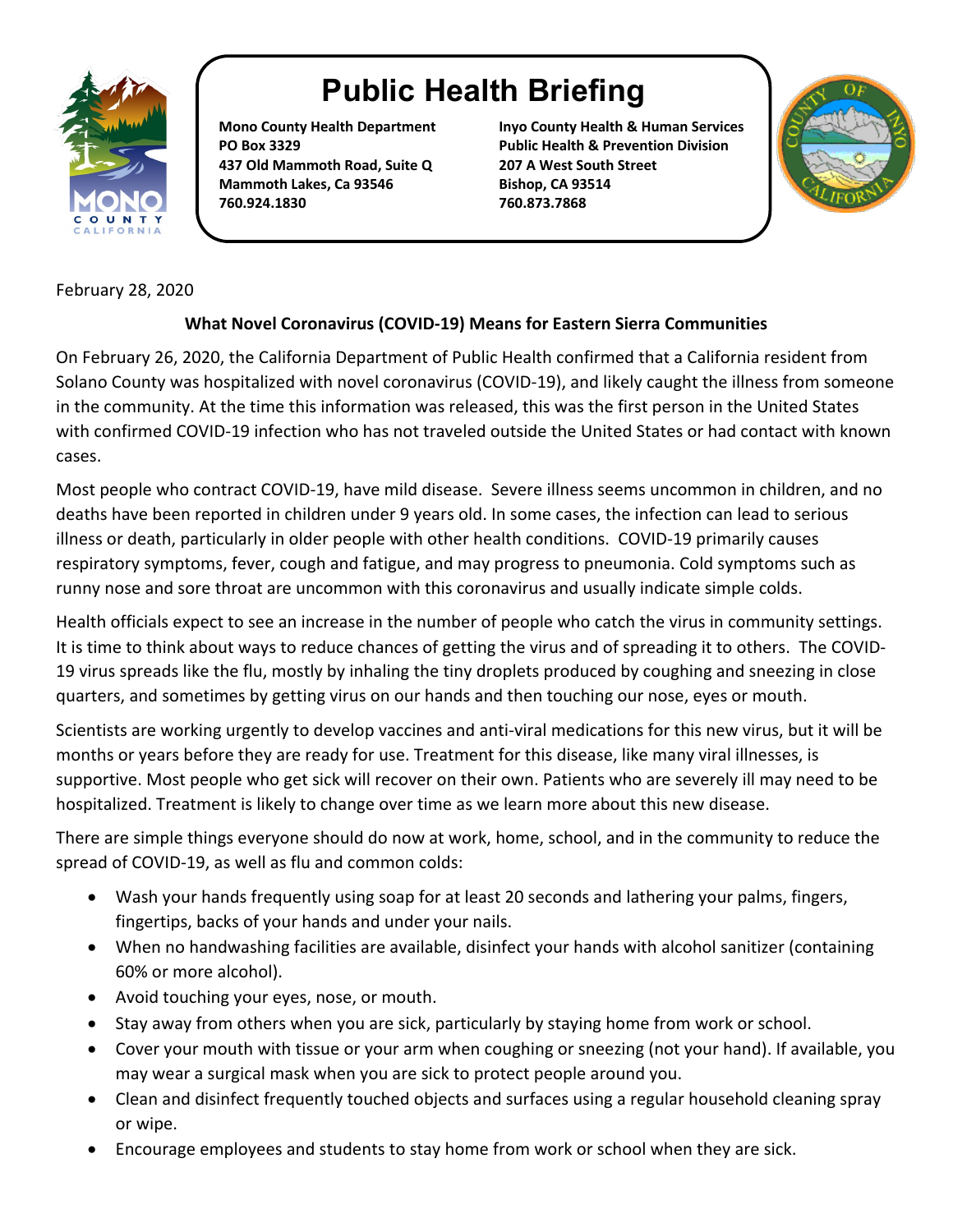# Public Health Briefing

**Mono County Health Department**
**PO Box 3329**
**437 Old Mammoth Road, Suite Q**
**Mammoth Lakes, Ca 93546**
**760.924.1830**

**Inyo County Health & Human Services**
**Public Health & Prevention Division**
**207 A West South Street**
**Bishop, CA 93514**
**760.873.7868**

February 28, 2020

**What Novel Coronavirus (COVID-19) Means for Eastern Sierra Communities**

On February 26, 2020, the California Department of Public Health confirmed that a California resident from Solano County was hospitalized with novel coronavirus (COVID-19), and likely caught the illness from someone in the community. At the time this information was released, this was the first person in the United States with confirmed COVID-19 infection who has not traveled outside the United States or had contact with known cases.

Most people who contract COVID-19, have mild disease. Severe illness seems uncommon in children, and no deaths have been reported in children under 9 years old. In some cases, the infection can lead to serious illness or death, particularly in older people with other health conditions. COVID-19 primarily causes respiratory symptoms, fever, cough and fatigue, and may progress to pneumonia. Cold symptoms such as runny nose and sore throat are uncommon with this coronavirus and usually indicate simple colds.

Health officials expect to see an increase in the number of people who catch the virus in community settings. It is time to think about ways to reduce chances of getting the virus and of spreading it to others. The COVID-19 virus spreads like the flu, mostly by inhaling the tiny droplets produced by coughing and sneezing in close quarters, and sometimes by getting virus on our hands and then touching our nose, eyes or mouth.

Scientists are working urgently to develop vaccines and anti-viral medications for this new virus, but it will be months or years before they are ready for use. Treatment for this disease, like many viral illnesses, is supportive. Most people who get sick will recover on their own. Patients who are severely ill may need to be hospitalized. Treatment is likely to change over time as we learn more about this new disease.

There are simple things everyone should do now at work, home, school, and in the community to reduce the spread of COVID-19, as well as flu and common colds:

- Wash your hands frequently using soap for at least 20 seconds and lathering your palms, fingers, fingertips, backs of your hands and under your nails.
- When no handwashing facilities are available, disinfect your hands with alcohol sanitizer (containing 60% or more alcohol).
- Avoid touching your eyes, nose, or mouth.
- Stay away from others when you are sick, particularly by staying home from work or school.
- Cover your mouth with tissue or your arm when coughing or sneezing (not your hand). If available, you may wear a surgical mask when you are sick to protect people around you.
- Clean and disinfect frequently touched objects and surfaces using a regular household cleaning spray or wipe.
- Encourage employees and students to stay home from work or school when they are sick.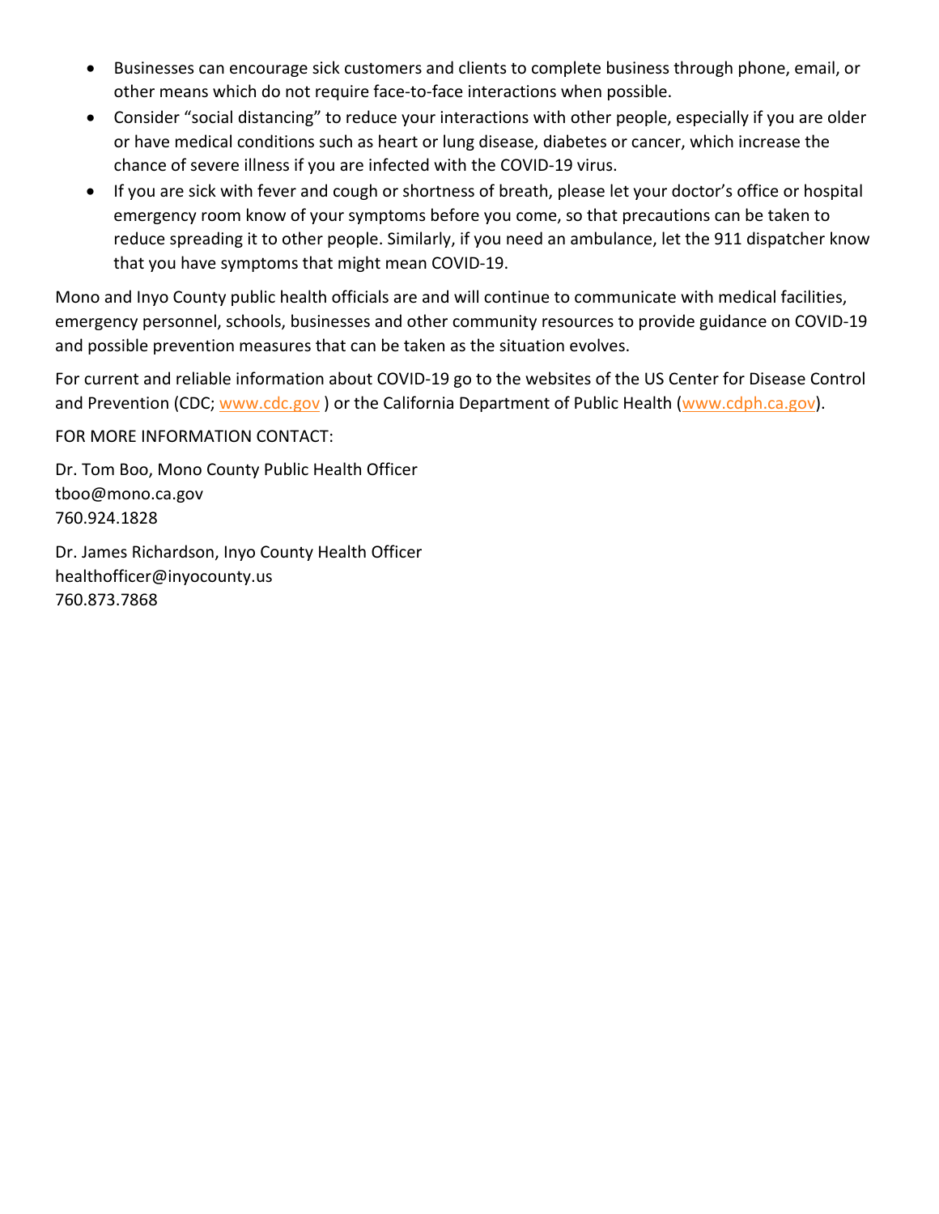- Businesses can encourage sick customers and clients to complete business through phone, email, or other means which do not require face-to-face interactions when possible.
- Consider "social distancing" to reduce your interactions with other people, especially if you are older or have medical conditions such as heart or lung disease, diabetes or cancer, which increase the chance of severe illness if you are infected with the COVID-19 virus.
- If you are sick with fever and cough or shortness of breath, please let your doctor's office or hospital emergency room know of your symptoms before you come, so that precautions can be taken to reduce spreading it to other people. Similarly, if you need an ambulance, let the 911 dispatcher know that you have symptoms that might mean COVID-19.

Mono and Inyo County public health officials are and will continue to communicate with medical facilities, emergency personnel, schools, businesses and other community resources to provide guidance on COVID-19 and possible prevention measures that can be taken as the situation evolves.

For current and reliable information about COVID-19 go to the websites of the US Center for Disease Control and Prevention (CDC; www.cdc.gov ) or the California Department of Public Health (www.cdph.ca.gov).

FOR MORE INFORMATION CONTACT:

Dr. Tom Boo, Mono County Public Health Officer
tboo@mono.ca.gov
760.924.1828

Dr. James Richardson, Inyo County Health Officer
healthofficer@inyocounty.us
760.873.7868